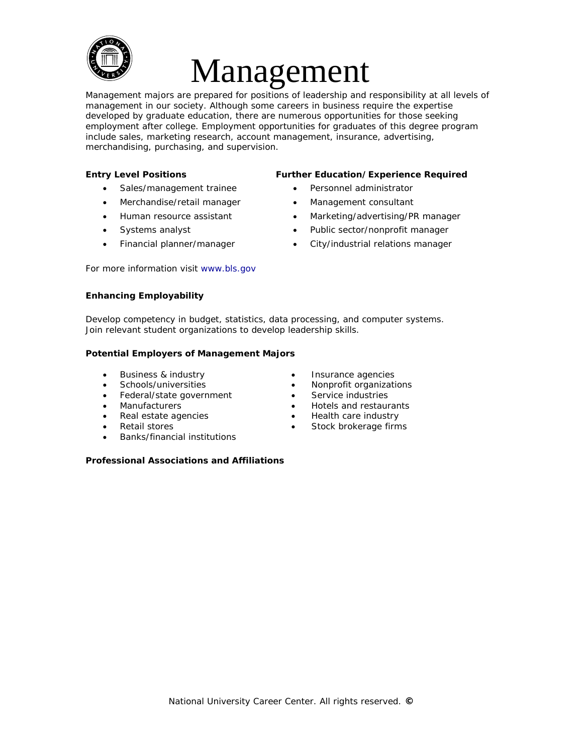# Management

Management majors are prepared for positions of leadership and responsibility at all levels of management in our society. Although some careers in business require the expertise developed by graduate education, there are numerous opportunities for those seeking employment after college. Employment opportunities for graduates of this degree program include sales, marketing research, account management, insurance, advertising, merchandising, purchasing, and supervision.

**Entry Level Positions**

- Sales/management trainee
- Merchandise/retail manager
- Human resource assistant
- Systems analyst
- Financial planner/manager

**Further Education/Experience Required**

- Personnel administrator
- Management consultant
- Marketing/advertising/PR manager
- Public sector/nonprofit manager
- City/industrial relations manager

For more information visit www.bls.gov

**Enhancing Employability**

Develop competency in budget, statistics, data processing, and computer systems.
Join relevant student organizations to develop leadership skills.

**Potential Employers of Management Majors**

- Business & industry
- Schools/universities
- Federal/state government
- Manufacturers
- Real estate agencies
- Retail stores
- Banks/financial institutions
- Insurance agencies
- Nonprofit organizations
- Service industries
- Hotels and restaurants
- Health care industry
- Stock brokerage firms

**Professional Associations and Affiliations**

National University Career Center. All rights reserved. ©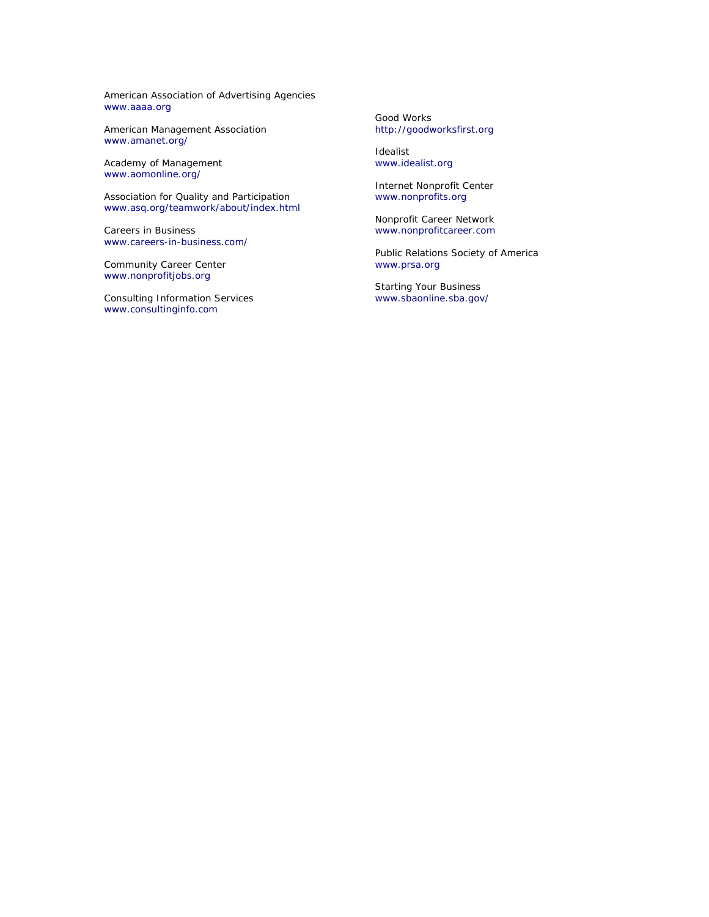American Association of Advertising Agencies
www.aaaa.org

American Management Association
www.amanet.org/

Academy of Management
www.aomonline.org/

Association for Quality and Participation
www.asq.org/teamwork/about/index.html

Careers in Business
www.careers-in-business.com/

Community Career Center
www.nonprofitjobs.org

Consulting Information Services
www.consultinginfo.com

Good Works
http://goodworksfirst.org

Idealist
www.idealist.org

Internet Nonprofit Center
www.nonprofits.org

Nonprofit Career Network
www.nonprofitcareer.com

Public Relations Society of America
www.prsa.org

Starting Your Business
www.sbaonline.sba.gov/